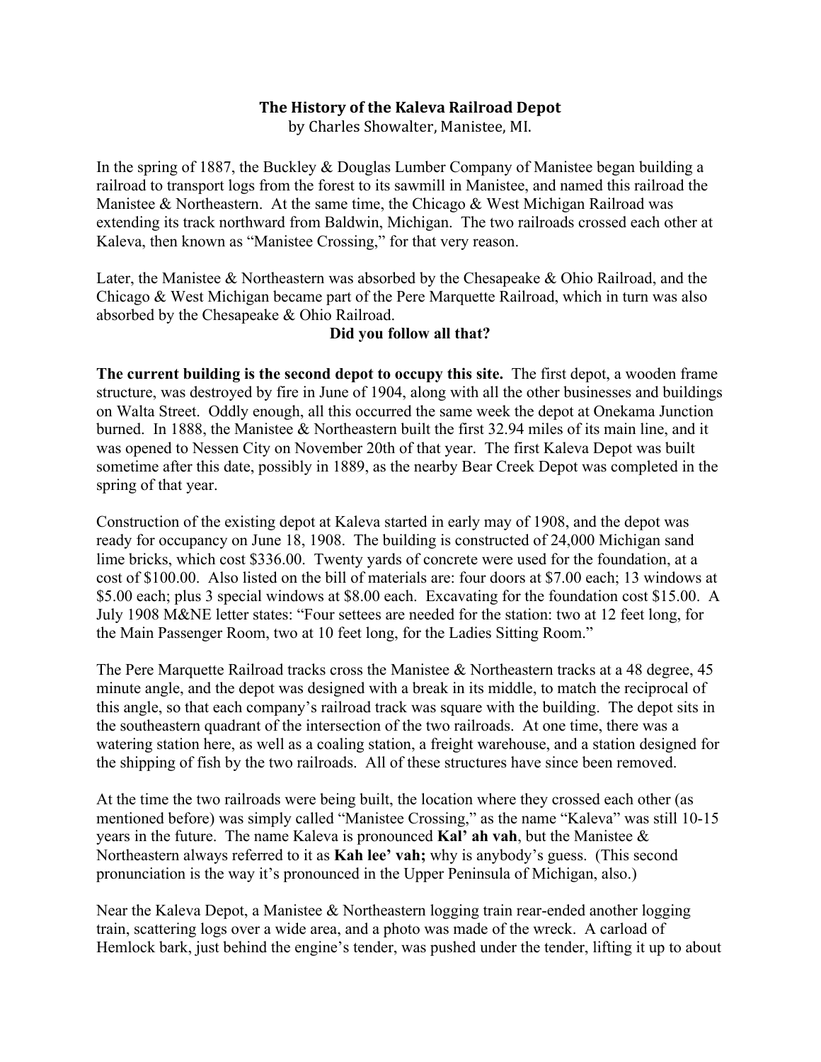# The History of the Kaleva Railroad Depot

by Charles Showalter, Manistee, MI.

In the spring of 1887, the Buckley & Douglas Lumber Company of Manistee began building a railroad to transport logs from the forest to its sawmill in Manistee, and named this railroad the Manistee & Northeastern. At the same time, the Chicago & West Michigan Railroad was extending its track northward from Baldwin, Michigan. The two railroads crossed each other at Kaleva, then known as "Manistee Crossing," for that very reason.

Later, the Manistee & Northeastern was absorbed by the Chesapeake & Ohio Railroad, and the Chicago & West Michigan became part of the Pere Marquette Railroad, which in turn was also absorbed by the Chesapeake & Ohio Railroad.

**Did you follow all that?**

**The current building is the second depot to occupy this site.** The first depot, a wooden frame structure, was destroyed by fire in June of 1904, along with all the other businesses and buildings on Walta Street. Oddly enough, all this occurred the same week the depot at Onekama Junction burned. In 1888, the Manistee & Northeastern built the first 32.94 miles of its main line, and it was opened to Nessen City on November 20th of that year. The first Kaleva Depot was built sometime after this date, possibly in 1889, as the nearby Bear Creek Depot was completed in the spring of that year.

Construction of the existing depot at Kaleva started in early may of 1908, and the depot was ready for occupancy on June 18, 1908. The building is constructed of 24,000 Michigan sand lime bricks, which cost $336.00. Twenty yards of concrete were used for the foundation, at a cost of $100.00. Also listed on the bill of materials are: four doors at $7.00 each; 13 windows at $5.00 each; plus 3 special windows at $8.00 each. Excavating for the foundation cost $15.00. A July 1908 M&NE letter states: "Four settees are needed for the station: two at 12 feet long, for the Main Passenger Room, two at 10 feet long, for the Ladies Sitting Room."

The Pere Marquette Railroad tracks cross the Manistee & Northeastern tracks at a 48 degree, 45 minute angle, and the depot was designed with a break in its middle, to match the reciprocal of this angle, so that each company's railroad track was square with the building. The depot sits in the southeastern quadrant of the intersection of the two railroads. At one time, there was a watering station here, as well as a coaling station, a freight warehouse, and a station designed for the shipping of fish by the two railroads. All of these structures have since been removed.

At the time the two railroads were being built, the location where they crossed each other (as mentioned before) was simply called "Manistee Crossing," as the name "Kaleva" was still 10-15 years in the future. The name Kaleva is pronounced **Kal' ah vah**, but the Manistee & Northeastern always referred to it as **Kah lee' vah;** why is anybody's guess. (This second pronunciation is the way it's pronounced in the Upper Peninsula of Michigan, also.)

Near the Kaleva Depot, a Manistee & Northeastern logging train rear-ended another logging train, scattering logs over a wide area, and a photo was made of the wreck. A carload of Hemlock bark, just behind the engine's tender, was pushed under the tender, lifting it up to about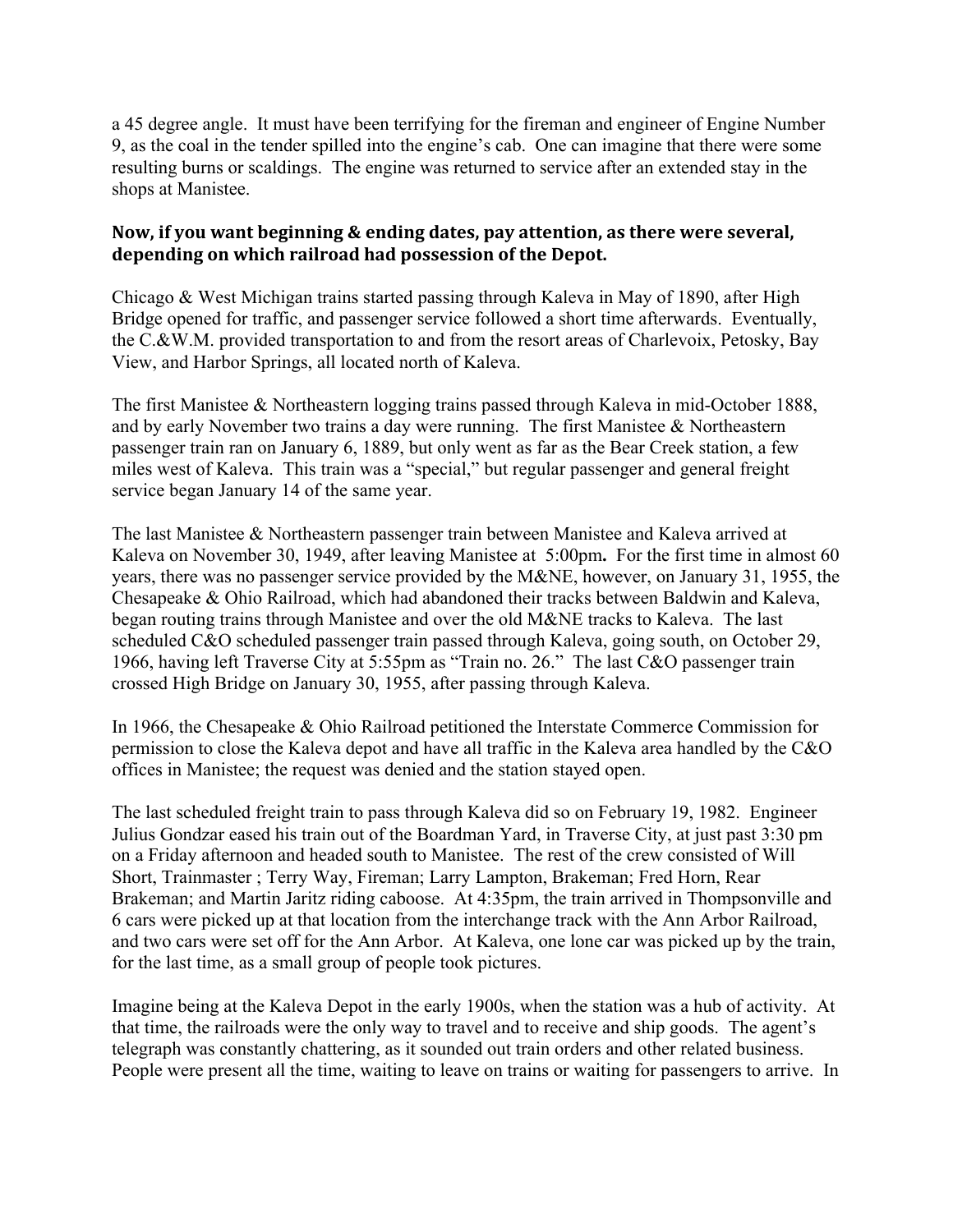a 45 degree angle. It must have been terrifying for the fireman and engineer of Engine Number 9, as the coal in the tender spilled into the engine's cab. One can imagine that there were some resulting burns or scaldings. The engine was returned to service after an extended stay in the shops at Manistee.

**Now, if you want beginning & ending dates, pay attention, as there were several, depending on which railroad had possession of the Depot.**

Chicago & West Michigan trains started passing through Kaleva in May of 1890, after High Bridge opened for traffic, and passenger service followed a short time afterwards. Eventually, the C.&W.M. provided transportation to and from the resort areas of Charlevoix, Petosky, Bay View, and Harbor Springs, all located north of Kaleva.

The first Manistee & Northeastern logging trains passed through Kaleva in mid-October 1888, and by early November two trains a day were running. The first Manistee & Northeastern passenger train ran on January 6, 1889, but only went as far as the Bear Creek station, a few miles west of Kaleva. This train was a "special," but regular passenger and general freight service began January 14 of the same year.

The last Manistee & Northeastern passenger train between Manistee and Kaleva arrived at Kaleva on November 30, 1949, after leaving Manistee at 5:00pm**.** For the first time in almost 60 years, there was no passenger service provided by the M&NE, however, on January 31, 1955, the Chesapeake & Ohio Railroad, which had abandoned their tracks between Baldwin and Kaleva, began routing trains through Manistee and over the old M&NE tracks to Kaleva. The last scheduled C&O scheduled passenger train passed through Kaleva, going south, on October 29, 1966, having left Traverse City at 5:55pm as "Train no. 26." The last C&O passenger train crossed High Bridge on January 30, 1955, after passing through Kaleva.

In 1966, the Chesapeake & Ohio Railroad petitioned the Interstate Commerce Commission for permission to close the Kaleva depot and have all traffic in the Kaleva area handled by the C&O offices in Manistee; the request was denied and the station stayed open.

The last scheduled freight train to pass through Kaleva did so on February 19, 1982. Engineer Julius Gondzar eased his train out of the Boardman Yard, in Traverse City, at just past 3:30 pm on a Friday afternoon and headed south to Manistee. The rest of the crew consisted of Will Short, Trainmaster ; Terry Way, Fireman; Larry Lampton, Brakeman; Fred Horn, Rear Brakeman; and Martin Jaritz riding caboose. At 4:35pm, the train arrived in Thompsonville and 6 cars were picked up at that location from the interchange track with the Ann Arbor Railroad, and two cars were set off for the Ann Arbor. At Kaleva, one lone car was picked up by the train, for the last time, as a small group of people took pictures.

Imagine being at the Kaleva Depot in the early 1900s, when the station was a hub of activity. At that time, the railroads were the only way to travel and to receive and ship goods. The agent's telegraph was constantly chattering, as it sounded out train orders and other related business. People were present all the time, waiting to leave on trains or waiting for passengers to arrive. In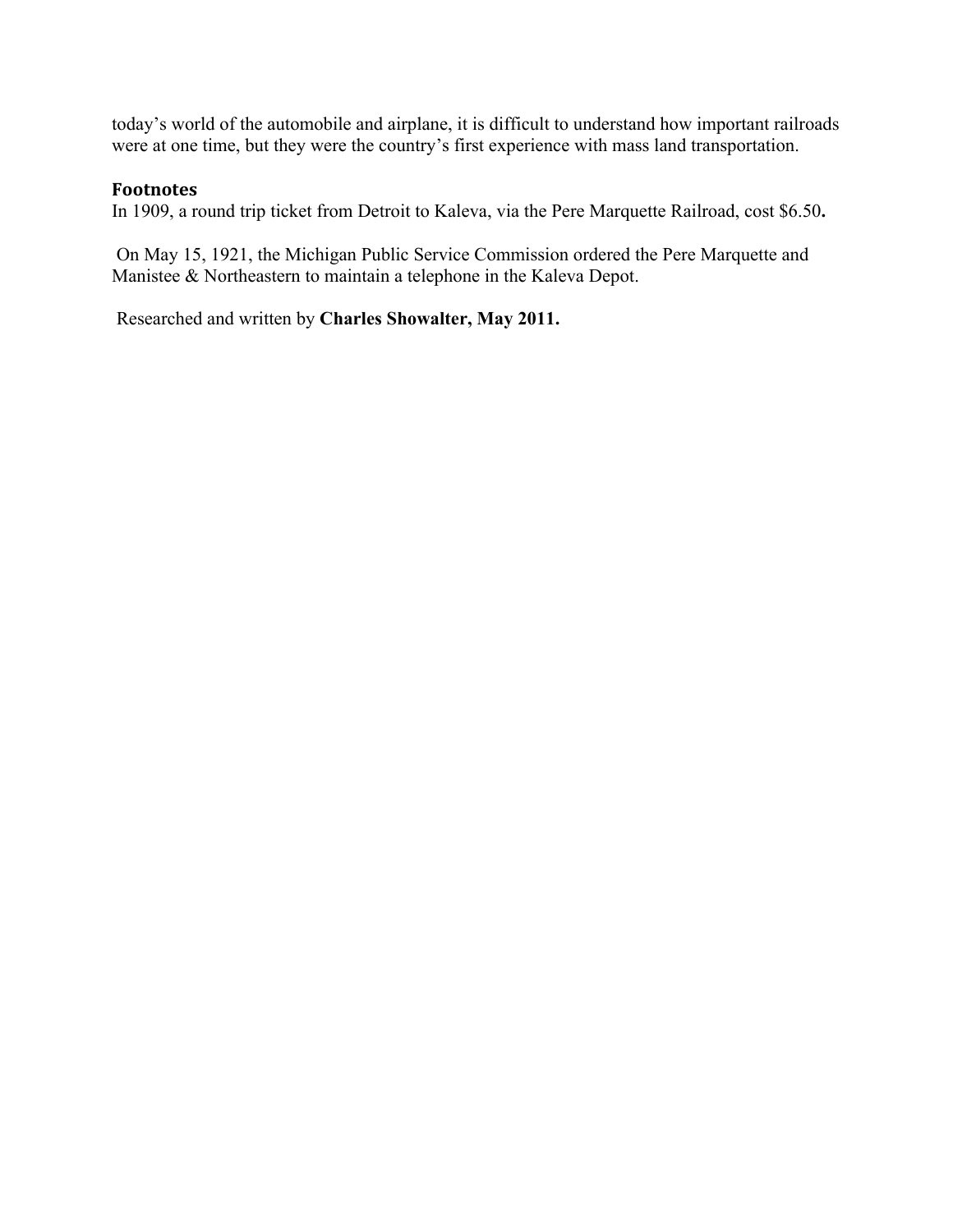today's world of the automobile and airplane, it is difficult to understand how important railroads were at one time, but they were the country's first experience with mass land transportation.

**Footnotes**

In 1909, a round trip ticket from Detroit to Kaleva, via the Pere Marquette Railroad, cost $6.50**.**

On May 15, 1921, the Michigan Public Service Commission ordered the Pere Marquette and Manistee & Northeastern to maintain a telephone in the Kaleva Depot.

Researched and written by **Charles Showalter, May 2011.**